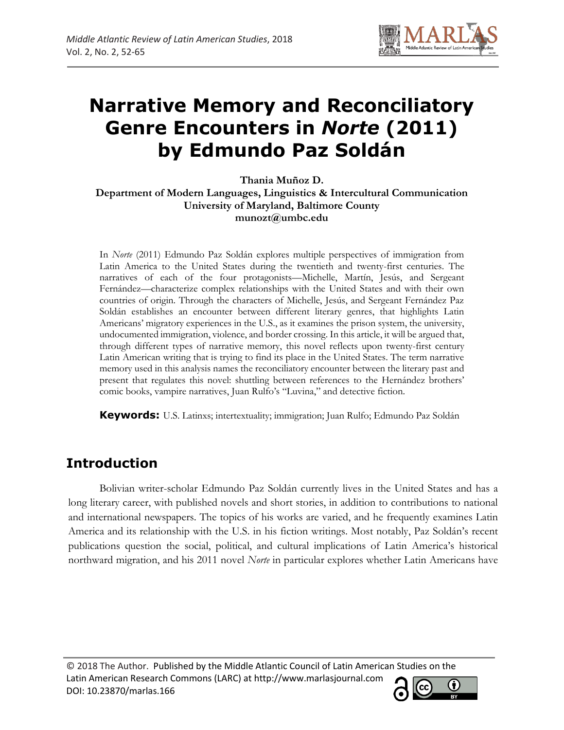# Narrative Memory and Reconciliatory Genre Encounters in *Norte* (2011) by Edmundo Paz Soldán

**Thania Muñoz D.**
**Department of Modern Languages, Linguistics & Intercultural Communication**
**University of Maryland, Baltimore County**
**munozt@umbc.edu**

In *Norte* (2011) Edmundo Paz Soldán explores multiple perspectives of immigration from Latin America to the United States during the twentieth and twenty-first centuries. The narratives of each of the four protagonists—Michelle, Martín, Jesús, and Sergeant Fernández—characterize complex relationships with the United States and with their own countries of origin. Through the characters of Michelle, Jesús, and Sergeant Fernández Paz Soldán establishes an encounter between different literary genres, that highlights Latin Americans' migratory experiences in the U.S., as it examines the prison system, the university, undocumented immigration, violence, and border crossing. In this article, it will be argued that, through different types of narrative memory, this novel reflects upon twenty-first century Latin American writing that is trying to find its place in the United States. The term narrative memory used in this analysis names the reconciliatory encounter between the literary past and present that regulates this novel: shuttling between references to the Hernández brothers' comic books, vampire narratives, Juan Rulfo's "Luvina," and detective fiction.

**Keywords:** U.S. Latinxs; intertextuality; immigration; Juan Rulfo; Edmundo Paz Soldán

## Introduction

Bolivian writer-scholar Edmundo Paz Soldán currently lives in the United States and has a long literary career, with published novels and short stories, in addition to contributions to national and international newspapers. The topics of his works are varied, and he frequently examines Latin America and its relationship with the U.S. in his fiction writings. Most notably, Paz Soldán's recent publications question the social, political, and cultural implications of Latin America's historical northward migration, and his 2011 novel *Norte* in particular explores whether Latin Americans have

© 2018 The Author. Published by the Middle Atlantic Council of Latin American Studies on the Latin American Research Commons (LARC) at http://www.marlasjournal.com
DOI: 10.23870/marlas.166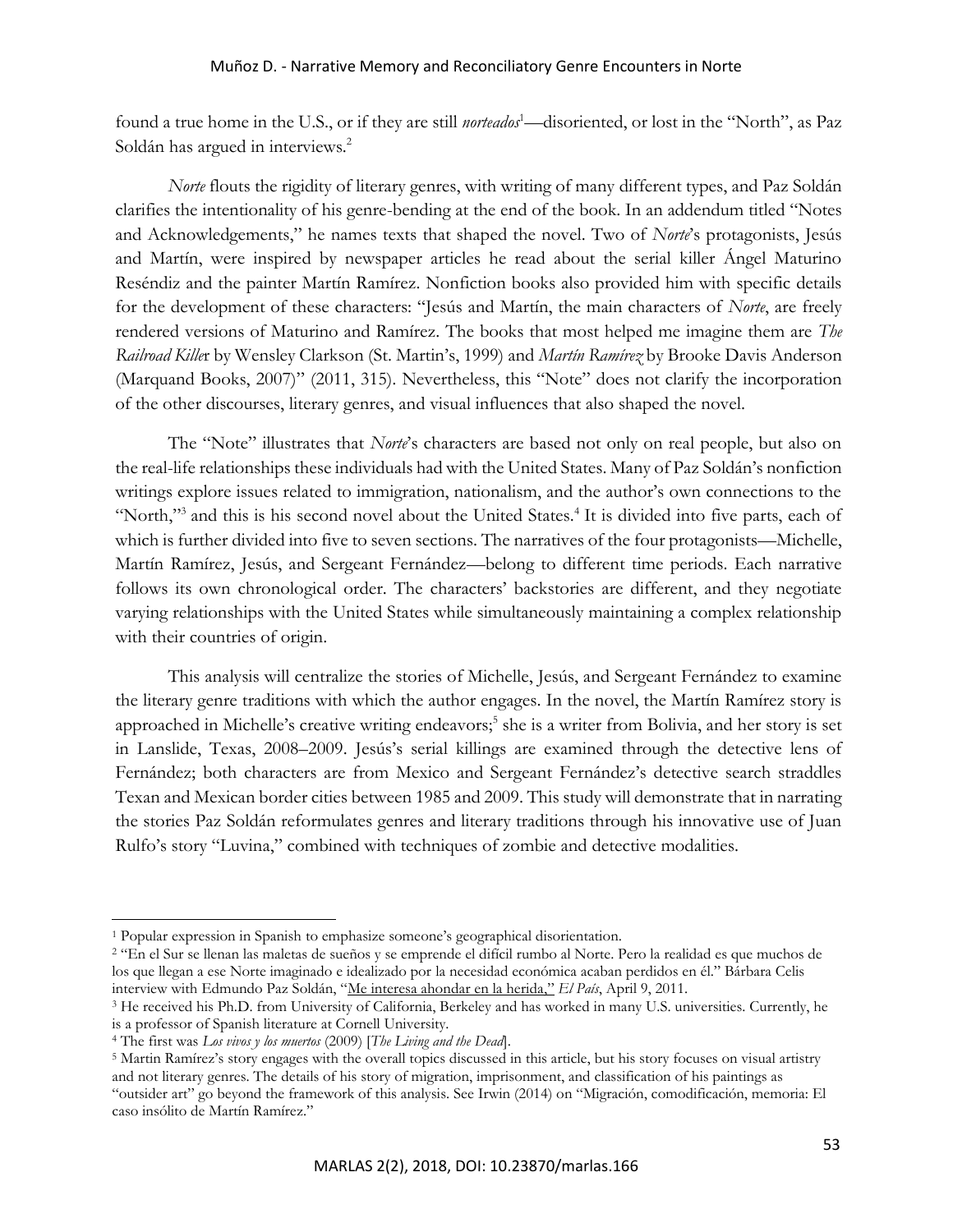found a true home in the U.S., or if they are still *norteados*[1]—disoriented, or lost in the "North", as Paz Soldán has argued in interviews.[2]

*Norte* flouts the rigidity of literary genres, with writing of many different types, and Paz Soldán clarifies the intentionality of his genre-bending at the end of the book. In an addendum titled "Notes and Acknowledgements," he names texts that shaped the novel. Two of *Norte*'s protagonists, Jesús and Martín, were inspired by newspaper articles he read about the serial killer Ángel Maturino Reséndiz and the painter Martín Ramírez. Nonfiction books also provided him with specific details for the development of these characters: "Jesús and Martín, the main characters of *Norte*, are freely rendered versions of Maturino and Ramírez. The books that most helped me imagine them are *The Railroad Killer* by Wensley Clarkson (St. Martin's, 1999) and *Martín Ramírez* by Brooke Davis Anderson (Marquand Books, 2007)" (2011, 315). Nevertheless, this "Note" does not clarify the incorporation of the other discourses, literary genres, and visual influences that also shaped the novel.

The "Note" illustrates that *Norte*'s characters are based not only on real people, but also on the real-life relationships these individuals had with the United States. Many of Paz Soldán's nonfiction writings explore issues related to immigration, nationalism, and the author's own connections to the "North,"[3] and this is his second novel about the United States.[4] It is divided into five parts, each of which is further divided into five to seven sections. The narratives of the four protagonists—Michelle, Martín Ramírez, Jesús, and Sergeant Fernández—belong to different time periods. Each narrative follows its own chronological order. The characters' backstories are different, and they negotiate varying relationships with the United States while simultaneously maintaining a complex relationship with their countries of origin.

This analysis will centralize the stories of Michelle, Jesús, and Sergeant Fernández to examine the literary genre traditions with which the author engages. In the novel, the Martín Ramírez story is approached in Michelle's creative writing endeavors;[5] she is a writer from Bolivia, and her story is set in Lanslide, Texas, 2008–2009. Jesús's serial killings are examined through the detective lens of Fernández; both characters are from Mexico and Sergeant Fernández's detective search straddles Texan and Mexican border cities between 1985 and 2009. This study will demonstrate that in narrating the stories Paz Soldán reformulates genres and literary traditions through his innovative use of Juan Rulfo's story "Luvina," combined with techniques of zombie and detective modalities.

---

[1] Popular expression in Spanish to emphasize someone's geographical disorientation.

[2] "En el Sur se llenan las maletas de sueños y se emprende el difícil rumbo al Norte. Pero la realidad es que muchos de los que llegan a ese Norte imaginado e idealizado por la necesidad económica acaban perdidos en él." Bárbara Celis interview with Edmundo Paz Soldán, "Me interesa ahondar en la herida," *El País*, April 9, 2011.

[3] He received his Ph.D. from University of California, Berkeley and has worked in many U.S. universities. Currently, he is a professor of Spanish literature at Cornell University.

[4] The first was *Los vivos y los muertos* (2009) [*The Living and the Dead*].

[5] Martin Ramírez's story engages with the overall topics discussed in this article, but his story focuses on visual artistry and not literary genres. The details of his story of migration, imprisonment, and classification of his paintings as "outsider art" go beyond the framework of this analysis. See Irwin (2014) on "Migración, comodificación, memoria: El caso insólito de Martín Ramírez."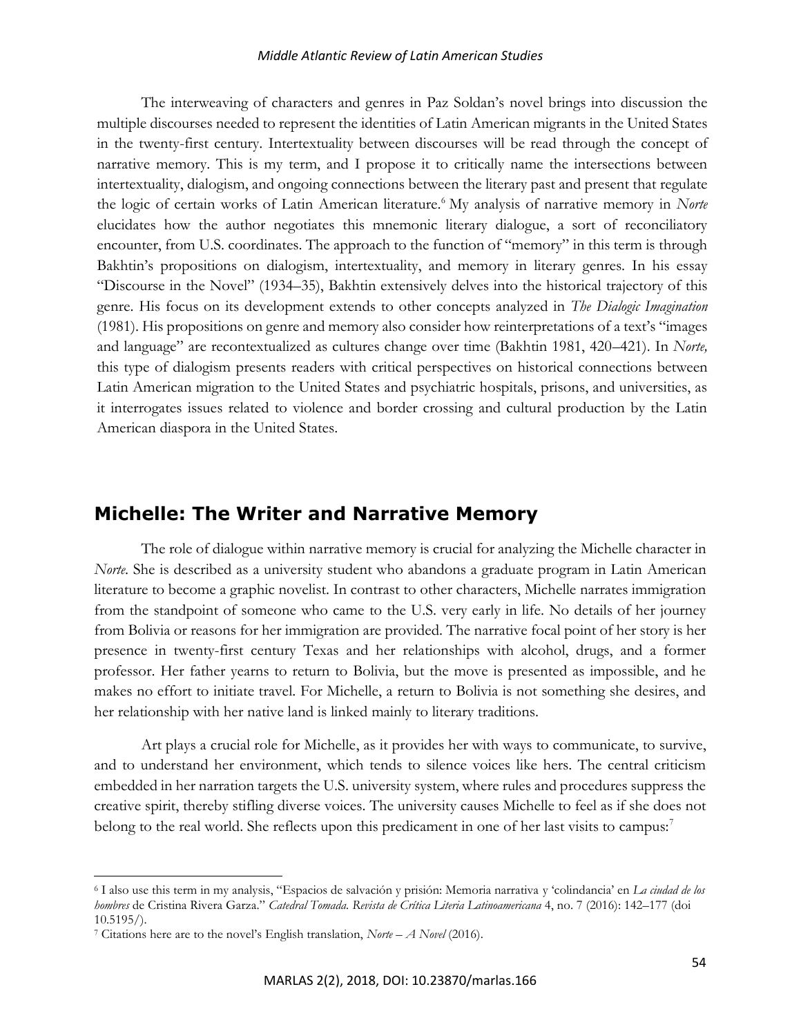The interweaving of characters and genres in Paz Soldan's novel brings into discussion the multiple discourses needed to represent the identities of Latin American migrants in the United States in the twenty-first century. Intertextuality between discourses will be read through the concept of narrative memory. This is my term, and I propose it to critically name the intersections between intertextuality, dialogism, and ongoing connections between the literary past and present that regulate the logic of certain works of Latin American literature.[6] My analysis of narrative memory in *Norte* elucidates how the author negotiates this mnemonic literary dialogue, a sort of reconciliatory encounter, from U.S. coordinates. The approach to the function of "memory" in this term is through Bakhtin's propositions on dialogism, intertextuality, and memory in literary genres. In his essay "Discourse in the Novel" (1934–35), Bakhtin extensively delves into the historical trajectory of this genre. His focus on its development extends to other concepts analyzed in *The Dialogic Imagination* (1981). His propositions on genre and memory also consider how reinterpretations of a text's "images and language" are recontextualized as cultures change over time (Bakhtin 1981, 420–421). In *Norte,* this type of dialogism presents readers with critical perspectives on historical connections between Latin American migration to the United States and psychiatric hospitals, prisons, and universities, as it interrogates issues related to violence and border crossing and cultural production by the Latin American diaspora in the United States.

## Michelle: The Writer and Narrative Memory

The role of dialogue within narrative memory is crucial for analyzing the Michelle character in *Norte*. She is described as a university student who abandons a graduate program in Latin American literature to become a graphic novelist. In contrast to other characters, Michelle narrates immigration from the standpoint of someone who came to the U.S. very early in life. No details of her journey from Bolivia or reasons for her immigration are provided. The narrative focal point of her story is her presence in twenty-first century Texas and her relationships with alcohol, drugs, and a former professor. Her father yearns to return to Bolivia, but the move is presented as impossible, and he makes no effort to initiate travel. For Michelle, a return to Bolivia is not something she desires, and her relationship with her native land is linked mainly to literary traditions.

Art plays a crucial role for Michelle, as it provides her with ways to communicate, to survive, and to understand her environment, which tends to silence voices like hers. The central criticism embedded in her narration targets the U.S. university system, where rules and procedures suppress the creative spirit, thereby stifling diverse voices. The university causes Michelle to feel as if she does not belong to the real world. She reflects upon this predicament in one of her last visits to campus:[7]

---

[6] I also use this term in my analysis, "Espacios de salvación y prisión: Memoria narrativa y 'colindancia' en *La ciudad de los hombres* de Cristina Rivera Garza." *Catedral Tomada. Revista de Crítica Literia Latinoamericana* 4, no. 7 (2016): 142–177 (doi 10.5195/).

[7] Citations here are to the novel's English translation, *Norte – A Novel* (2016).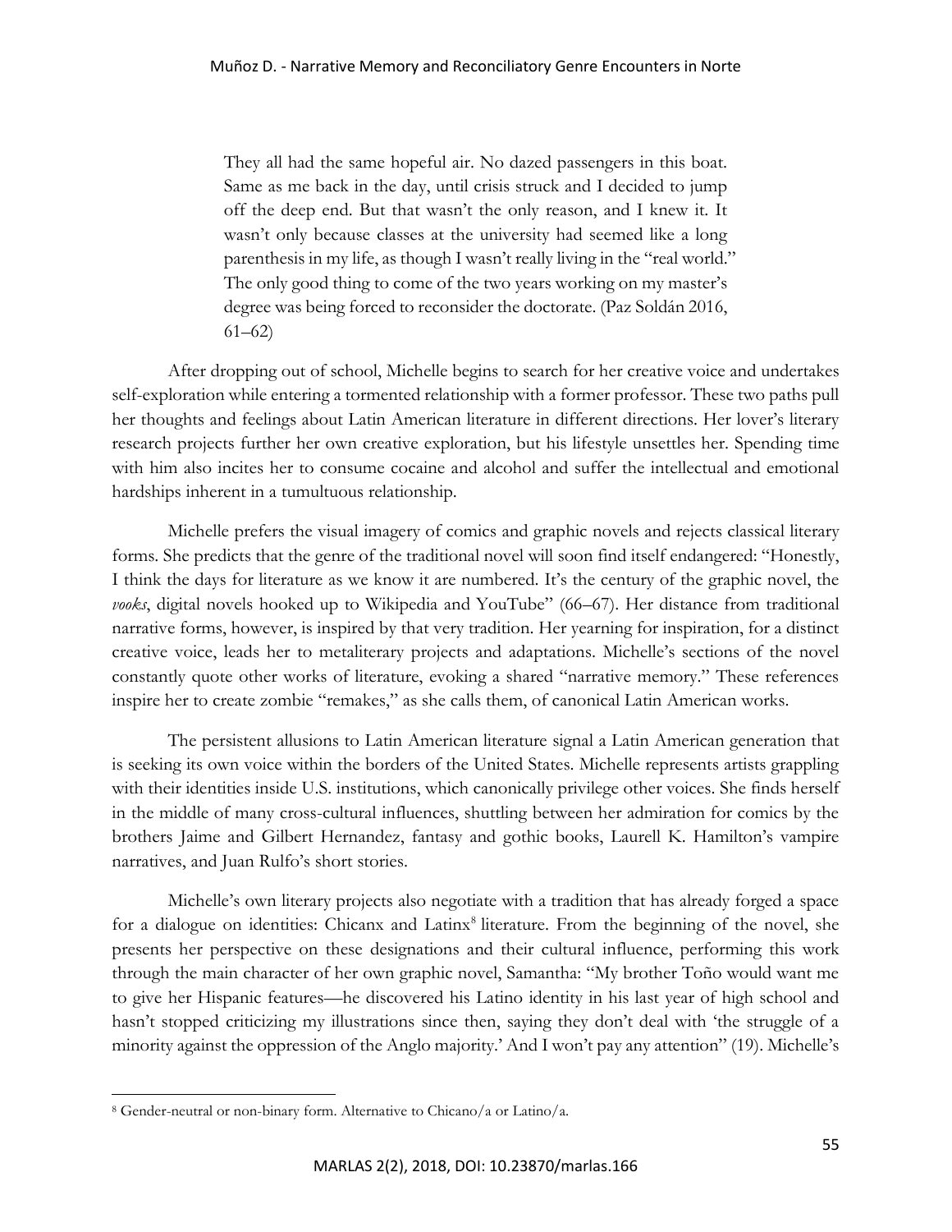> They all had the same hopeful air. No dazed passengers in this boat. Same as me back in the day, until crisis struck and I decided to jump off the deep end. But that wasn't the only reason, and I knew it. It wasn't only because classes at the university had seemed like a long parenthesis in my life, as though I wasn't really living in the "real world." The only good thing to come of the two years working on my master's degree was being forced to reconsider the doctorate. (Paz Soldán 2016, 61–62)

After dropping out of school, Michelle begins to search for her creative voice and undertakes self-exploration while entering a tormented relationship with a former professor. These two paths pull her thoughts and feelings about Latin American literature in different directions. Her lover's literary research projects further her own creative exploration, but his lifestyle unsettles her. Spending time with him also incites her to consume cocaine and alcohol and suffer the intellectual and emotional hardships inherent in a tumultuous relationship.

Michelle prefers the visual imagery of comics and graphic novels and rejects classical literary forms. She predicts that the genre of the traditional novel will soon find itself endangered: "Honestly, I think the days for literature as we know it are numbered. It's the century of the graphic novel, the *vooks*, digital novels hooked up to Wikipedia and YouTube" (66–67). Her distance from traditional narrative forms, however, is inspired by that very tradition. Her yearning for inspiration, for a distinct creative voice, leads her to metaliterary projects and adaptations. Michelle's sections of the novel constantly quote other works of literature, evoking a shared "narrative memory." These references inspire her to create zombie "remakes," as she calls them, of canonical Latin American works.

The persistent allusions to Latin American literature signal a Latin American generation that is seeking its own voice within the borders of the United States. Michelle represents artists grappling with their identities inside U.S. institutions, which canonically privilege other voices. She finds herself in the middle of many cross-cultural influences, shuttling between her admiration for comics by the brothers Jaime and Gilbert Hernandez, fantasy and gothic books, Laurell K. Hamilton's vampire narratives, and Juan Rulfo's short stories.

Michelle's own literary projects also negotiate with a tradition that has already forged a space for a dialogue on identities: Chicanx and Latinx[8] literature. From the beginning of the novel, she presents her perspective on these designations and their cultural influence, performing this work through the main character of her own graphic novel, Samantha: "My brother Toño would want me to give her Hispanic features—he discovered his Latino identity in his last year of high school and hasn't stopped criticizing my illustrations since then, saying they don't deal with 'the struggle of a minority against the oppression of the Anglo majority.' And I won't pay any attention" (19). Michelle's

---

[8] Gender-neutral or non-binary form. Alternative to Chicano/a or Latino/a.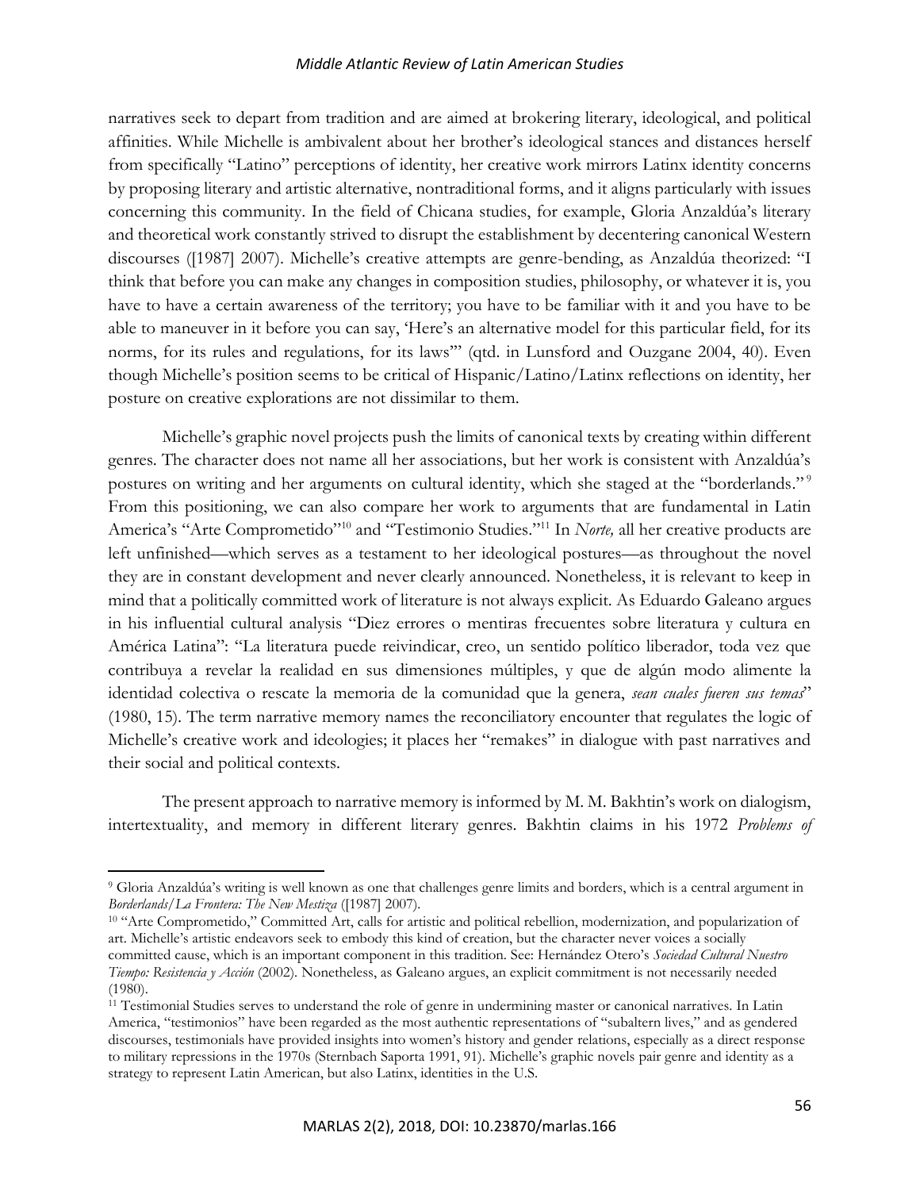narratives seek to depart from tradition and are aimed at brokering literary, ideological, and political affinities. While Michelle is ambivalent about her brother's ideological stances and distances herself from specifically "Latino" perceptions of identity, her creative work mirrors Latinx identity concerns by proposing literary and artistic alternative, nontraditional forms, and it aligns particularly with issues concerning this community. In the field of Chicana studies, for example, Gloria Anzaldúa's literary and theoretical work constantly strived to disrupt the establishment by decentering canonical Western discourses ([1987] 2007). Michelle's creative attempts are genre-bending, as Anzaldúa theorized: "I think that before you can make any changes in composition studies, philosophy, or whatever it is, you have to have a certain awareness of the territory; you have to be familiar with it and you have to be able to maneuver in it before you can say, 'Here's an alternative model for this particular field, for its norms, for its rules and regulations, for its laws'" (qtd. in Lunsford and Ouzgane 2004, 40). Even though Michelle's position seems to be critical of Hispanic/Latino/Latinx reflections on identity, her posture on creative explorations are not dissimilar to them.

Michelle's graphic novel projects push the limits of canonical texts by creating within different genres. The character does not name all her associations, but her work is consistent with Anzaldúa's postures on writing and her arguments on cultural identity, which she staged at the "borderlands."[9] From this positioning, we can also compare her work to arguments that are fundamental in Latin America's "Arte Comprometido"[10] and "Testimonio Studies."[11] In *Norte,* all her creative products are left unfinished—which serves as a testament to her ideological postures—as throughout the novel they are in constant development and never clearly announced. Nonetheless, it is relevant to keep in mind that a politically committed work of literature is not always explicit. As Eduardo Galeano argues in his influential cultural analysis "Diez errores o mentiras frecuentes sobre literatura y cultura en América Latina": "La literatura puede reivindicar, creo, un sentido político liberador, toda vez que contribuya a revelar la realidad en sus dimensiones múltiples, y que de algún modo alimente la identidad colectiva o rescate la memoria de la comunidad que la genera, *sean cuales fueren sus temas*" (1980, 15). The term narrative memory names the reconciliatory encounter that regulates the logic of Michelle's creative work and ideologies; it places her "remakes" in dialogue with past narratives and their social and political contexts.

The present approach to narrative memory is informed by M. M. Bakhtin's work on dialogism, intertextuality, and memory in different literary genres. Bakhtin claims in his 1972 *Problems of*

---

[9] Gloria Anzaldúa's writing is well known as one that challenges genre limits and borders, which is a central argument in *Borderlands/La Frontera: The New Mestiza* ([1987] 2007).

[10] "Arte Comprometido," Committed Art, calls for artistic and political rebellion, modernization, and popularization of art. Michelle's artistic endeavors seek to embody this kind of creation, but the character never voices a socially committed cause, which is an important component in this tradition. See: Hernández Otero's *Sociedad Cultural Nuestro Tiempo: Resistencia y Acción* (2002). Nonetheless, as Galeano argues, an explicit commitment is not necessarily needed (1980).

[11] Testimonial Studies serves to understand the role of genre in undermining master or canonical narratives. In Latin America, "testimonios" have been regarded as the most authentic representations of "subaltern lives," and as gendered discourses, testimonials have provided insights into women's history and gender relations, especially as a direct response to military repressions in the 1970s (Sternbach Saporta 1991, 91). Michelle's graphic novels pair genre and identity as a strategy to represent Latin American, but also Latinx, identities in the U.S.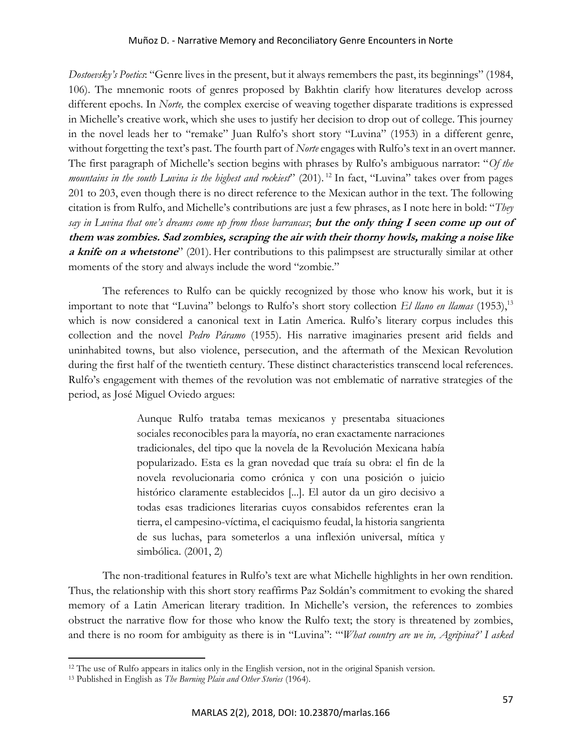*Dostoevsky's Poetics*: "Genre lives in the present, but it always remembers the past, its beginnings" (1984, 106). The mnemonic roots of genres proposed by Bakhtin clarify how literatures develop across different epochs. In *Norte,* the complex exercise of weaving together disparate traditions is expressed in Michelle's creative work, which she uses to justify her decision to drop out of college. This journey in the novel leads her to "remake" Juan Rulfo's short story "Luvina" (1953) in a different genre, without forgetting the text's past. The fourth part of *Norte* engages with Rulfo's text in an overt manner. The first paragraph of Michelle's section begins with phrases by Rulfo's ambiguous narrator: "*Of the mountains in the south Luvina is the highest and rockiest*" (201).[12] In fact, "Luvina" takes over from pages 201 to 203, even though there is no direct reference to the Mexican author in the text. The following citation is from Rulfo, and Michelle's contributions are just a few phrases, as I note here in bold: "*They say in Luvina that one's dreams come up from those barrancas*; ***but the only thing I seen come up out of them was zombies. Sad zombies, scraping the air with their thorny howls, making a noise like a knife on a whetstone***" (201). Her contributions to this palimpsest are structurally similar at other moments of the story and always include the word "zombie."

The references to Rulfo can be quickly recognized by those who know his work, but it is important to note that "Luvina" belongs to Rulfo's short story collection *El llano en llamas* (1953),[13] which is now considered a canonical text in Latin America. Rulfo's literary corpus includes this collection and the novel *Pedro Páramo* (1955). His narrative imaginaries present arid fields and uninhabited towns, but also violence, persecution, and the aftermath of the Mexican Revolution during the first half of the twentieth century. These distinct characteristics transcend local references. Rulfo's engagement with themes of the revolution was not emblematic of narrative strategies of the period, as José Miguel Oviedo argues:

> Aunque Rulfo trataba temas mexicanos y presentaba situaciones sociales reconocibles para la mayoría, no eran exactamente narraciones tradicionales, del tipo que la novela de la Revolución Mexicana había popularizado. Esta es la gran novedad que traía su obra: el fin de la novela revolucionaria como crónica y con una posición o juicio histórico claramente establecidos [...]. El autor da un giro decisivo a todas esas tradiciones literarias cuyos consabidos referentes eran la tierra, el campesino-víctima, el caciquismo feudal, la historia sangrienta de sus luchas, para someterlos a una inflexión universal, mítica y simbólica. (2001, 2)

The non-traditional features in Rulfo's text are what Michelle highlights in her own rendition. Thus, the relationship with this short story reaffirms Paz Soldán's commitment to evoking the shared memory of a Latin American literary tradition. In Michelle's version, the references to zombies obstruct the narrative flow for those who know the Rulfo text; the story is threatened by zombies, and there is no room for ambiguity as there is in "Luvina": "'*What country are we in, Agripina?' I asked*

---

[12] The use of Rulfo appears in italics only in the English version, not in the original Spanish version.

[13] Published in English as *The Burning Plain and Other Stories* (1964).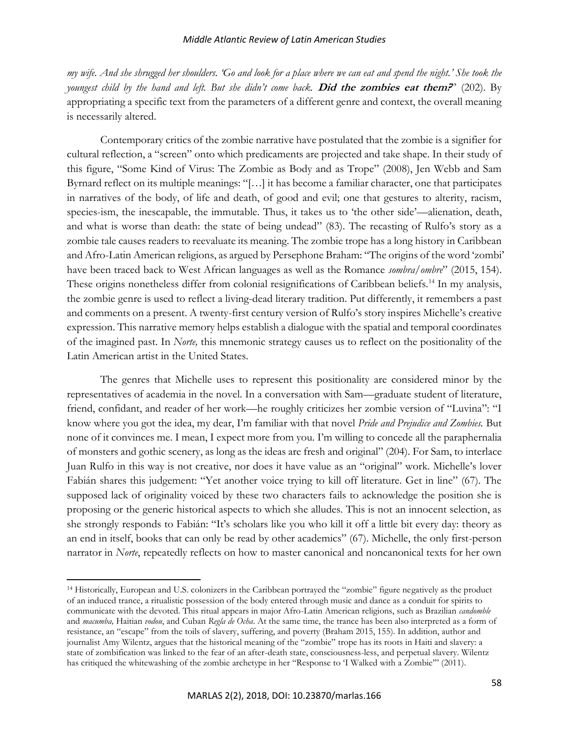*my wife. And she shrugged her shoulders. 'Go and look for a place where we can eat and spend the night.' She took the youngest child by the hand and left. But she didn't come back.* ***Did the zombies eat them?***' (202). By appropriating a specific text from the parameters of a different genre and context, the overall meaning is necessarily altered.

Contemporary critics of the zombie narrative have postulated that the zombie is a signifier for cultural reflection, a "screen" onto which predicaments are projected and take shape. In their study of this figure, "Some Kind of Virus: The Zombie as Body and as Trope" (2008), Jen Webb and Sam Byrnard reflect on its multiple meanings: "[…] it has become a familiar character, one that participates in narratives of the body, of life and death, of good and evil; one that gestures to alterity, racism, species-ism, the inescapable, the immutable. Thus, it takes us to 'the other side'—alienation, death, and what is worse than death: the state of being undead" (83). The recasting of Rulfo's story as a zombie tale causes readers to reevaluate its meaning. The zombie trope has a long history in Caribbean and Afro-Latin American religions, as argued by Persephone Braham: "The origins of the word 'zombi' have been traced back to West African languages as well as the Romance *sombra/ombre*" (2015, 154). These origins nonetheless differ from colonial resignifications of Caribbean beliefs.[14] In my analysis, the zombie genre is used to reflect a living-dead literary tradition. Put differently, it remembers a past and comments on a present. A twenty-first century version of Rulfo's story inspires Michelle's creative expression. This narrative memory helps establish a dialogue with the spatial and temporal coordinates of the imagined past. In *Norte,* this mnemonic strategy causes us to reflect on the positionality of the Latin American artist in the United States.

The genres that Michelle uses to represent this positionality are considered minor by the representatives of academia in the novel. In a conversation with Sam—graduate student of literature, friend, confidant, and reader of her work—he roughly criticizes her zombie version of "Luvina": "I know where you got the idea, my dear, I'm familiar with that novel *Pride and Prejudice and Zombies.* But none of it convinces me. I mean, I expect more from you. I'm willing to concede all the paraphernalia of monsters and gothic scenery, as long as the ideas are fresh and original" (204). For Sam, to interlace Juan Rulfo in this way is not creative, nor does it have value as an "original" work. Michelle's lover Fabián shares this judgement: "Yet another voice trying to kill off literature. Get in line" (67). The supposed lack of originality voiced by these two characters fails to acknowledge the position she is proposing or the generic historical aspects to which she alludes. This is not an innocent selection, as she strongly responds to Fabián: "It's scholars like you who kill it off a little bit every day: theory as an end in itself, books that can only be read by other academics" (67). Michelle, the only first-person narrator in *Norte*, repeatedly reflects on how to master canonical and noncanonical texts for her own

---

[14] Historically, European and U.S. colonizers in the Caribbean portrayed the "zombie" figure negatively as the product of an induced trance, a ritualistic possession of the body entered through music and dance as a conduit for spirits to communicate with the devoted. This ritual appears in major Afro-Latin American religions, such as Brazilian *candomble* and *macumba,* Haitian *vodou*, and Cuban *Regla de Ocha*. At the same time, the trance has been also interpreted as a form of resistance, an "escape" from the toils of slavery, suffering, and poverty (Braham 2015, 155). In addition, author and journalist Amy Wilentz, argues that the historical meaning of the "zombie" trope has its roots in Haiti and slavery: a state of zombification was linked to the fear of an after-death state, consciousness-less, and perpetual slavery. Wilentz has critiqued the whitewashing of the zombie archetype in her "Response to 'I Walked with a Zombie'" (2011).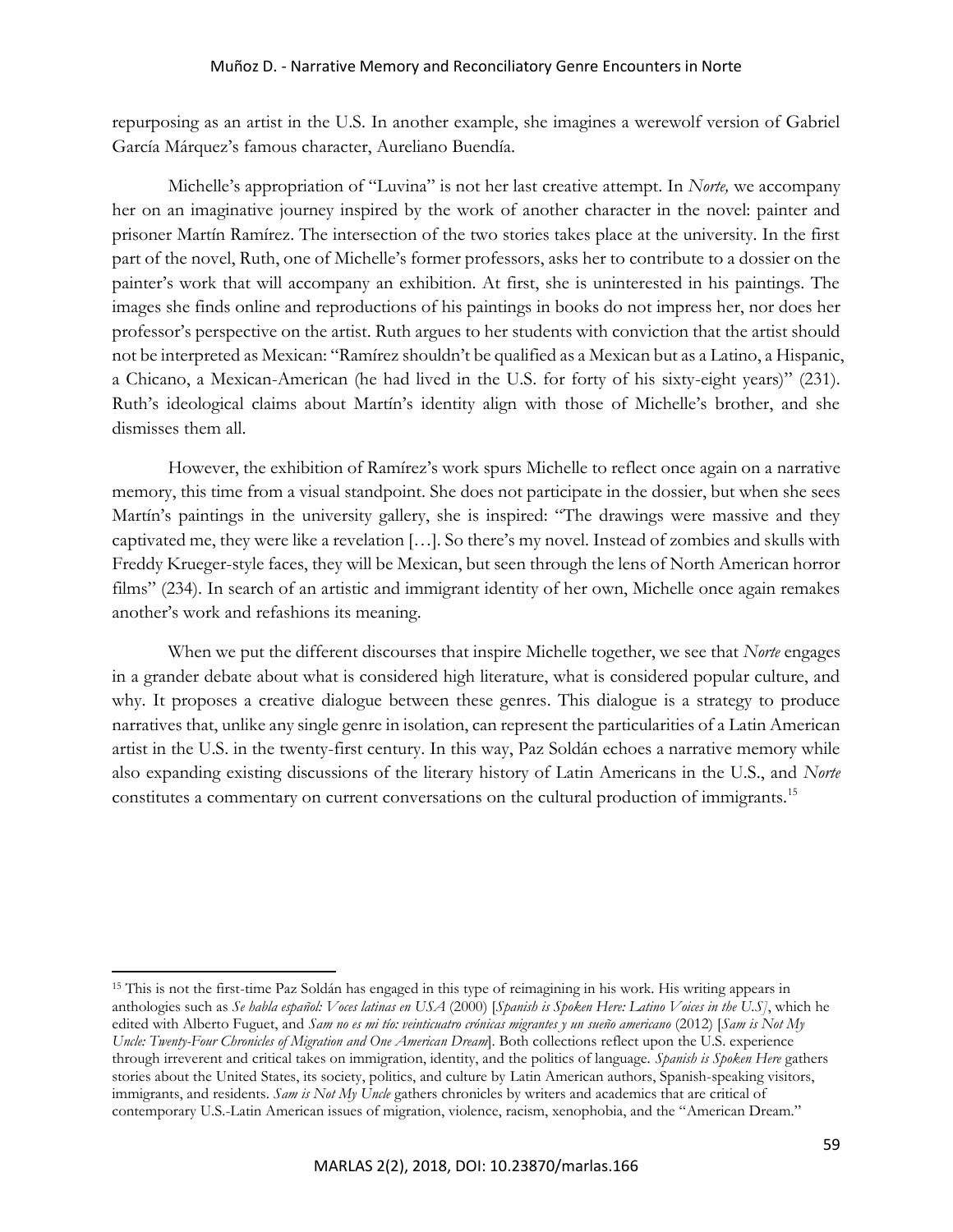repurposing as an artist in the U.S. In another example, she imagines a werewolf version of Gabriel García Márquez's famous character, Aureliano Buendía.

Michelle's appropriation of "Luvina" is not her last creative attempt. In *Norte,* we accompany her on an imaginative journey inspired by the work of another character in the novel: painter and prisoner Martín Ramírez. The intersection of the two stories takes place at the university. In the first part of the novel, Ruth, one of Michelle's former professors, asks her to contribute to a dossier on the painter's work that will accompany an exhibition. At first, she is uninterested in his paintings. The images she finds online and reproductions of his paintings in books do not impress her, nor does her professor's perspective on the artist. Ruth argues to her students with conviction that the artist should not be interpreted as Mexican: "Ramírez shouldn't be qualified as a Mexican but as a Latino, a Hispanic, a Chicano, a Mexican-American (he had lived in the U.S. for forty of his sixty-eight years)" (231). Ruth's ideological claims about Martín's identity align with those of Michelle's brother, and she dismisses them all.

However, the exhibition of Ramírez's work spurs Michelle to reflect once again on a narrative memory, this time from a visual standpoint. She does not participate in the dossier, but when she sees Martín's paintings in the university gallery, she is inspired: "The drawings were massive and they captivated me, they were like a revelation […]. So there's my novel. Instead of zombies and skulls with Freddy Krueger-style faces, they will be Mexican, but seen through the lens of North American horror films" (234). In search of an artistic and immigrant identity of her own, Michelle once again remakes another's work and refashions its meaning.

When we put the different discourses that inspire Michelle together, we see that *Norte* engages in a grander debate about what is considered high literature, what is considered popular culture, and why. It proposes a creative dialogue between these genres. This dialogue is a strategy to produce narratives that, unlike any single genre in isolation, can represent the particularities of a Latin American artist in the U.S. in the twenty-first century. In this way, Paz Soldán echoes a narrative memory while also expanding existing discussions of the literary history of Latin Americans in the U.S., and *Norte* constitutes a commentary on current conversations on the cultural production of immigrants.[15]

---

[15] This is not the first-time Paz Soldán has engaged in this type of reimagining in his work. His writing appears in anthologies such as *Se habla español: Voces latinas en USA* (2000) [*Spanish is Spoken Here: Latino Voices in the U.S*], which he edited with Alberto Fuguet, and *Sam no es mi tío: veinticuatro crónicas migrantes y un sueño americano* (2012) [*Sam is Not My Uncle: Twenty-Four Chronicles of Migration and One American Dream*]. Both collections reflect upon the U.S. experience through irreverent and critical takes on immigration, identity, and the politics of language. *Spanish is Spoken Here* gathers stories about the United States, its society, politics, and culture by Latin American authors, Spanish-speaking visitors, immigrants, and residents. *Sam is Not My Uncle* gathers chronicles by writers and academics that are critical of contemporary U.S.-Latin American issues of migration, violence, racism, xenophobia, and the "American Dream."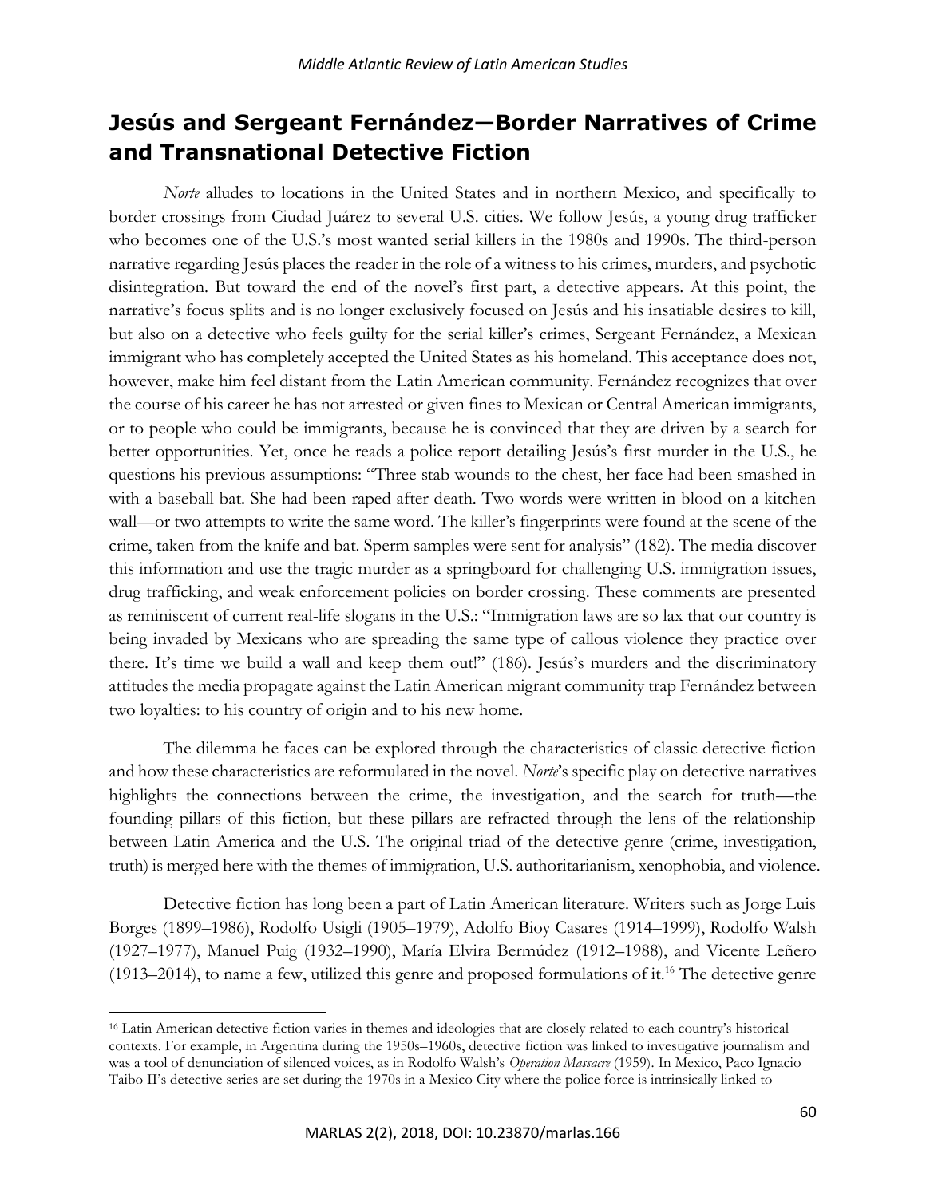## Jesús and Sergeant Fernández—Border Narratives of Crime and Transnational Detective Fiction

*Norte* alludes to locations in the United States and in northern Mexico, and specifically to border crossings from Ciudad Juárez to several U.S. cities. We follow Jesús, a young drug trafficker who becomes one of the U.S.'s most wanted serial killers in the 1980s and 1990s. The third-person narrative regarding Jesús places the reader in the role of a witness to his crimes, murders, and psychotic disintegration. But toward the end of the novel's first part, a detective appears. At this point, the narrative's focus splits and is no longer exclusively focused on Jesús and his insatiable desires to kill, but also on a detective who feels guilty for the serial killer's crimes, Sergeant Fernández, a Mexican immigrant who has completely accepted the United States as his homeland. This acceptance does not, however, make him feel distant from the Latin American community. Fernández recognizes that over the course of his career he has not arrested or given fines to Mexican or Central American immigrants, or to people who could be immigrants, because he is convinced that they are driven by a search for better opportunities. Yet, once he reads a police report detailing Jesús's first murder in the U.S., he questions his previous assumptions: "Three stab wounds to the chest, her face had been smashed in with a baseball bat. She had been raped after death. Two words were written in blood on a kitchen wall—or two attempts to write the same word. The killer's fingerprints were found at the scene of the crime, taken from the knife and bat. Sperm samples were sent for analysis" (182). The media discover this information and use the tragic murder as a springboard for challenging U.S. immigration issues, drug trafficking, and weak enforcement policies on border crossing. These comments are presented as reminiscent of current real-life slogans in the U.S.: "Immigration laws are so lax that our country is being invaded by Mexicans who are spreading the same type of callous violence they practice over there. It's time we build a wall and keep them out!" (186). Jesús's murders and the discriminatory attitudes the media propagate against the Latin American migrant community trap Fernández between two loyalties: to his country of origin and to his new home.

The dilemma he faces can be explored through the characteristics of classic detective fiction and how these characteristics are reformulated in the novel. *Norte*'s specific play on detective narratives highlights the connections between the crime, the investigation, and the search for truth—the founding pillars of this fiction, but these pillars are refracted through the lens of the relationship between Latin America and the U.S. The original triad of the detective genre (crime, investigation, truth) is merged here with the themes of immigration, U.S. authoritarianism, xenophobia, and violence.

Detective fiction has long been a part of Latin American literature. Writers such as Jorge Luis Borges (1899–1986), Rodolfo Usigli (1905–1979), Adolfo Bioy Casares (1914–1999), Rodolfo Walsh (1927–1977), Manuel Puig (1932–1990), María Elvira Bermúdez (1912–1988), and Vicente Leñero (1913–2014), to name a few, utilized this genre and proposed formulations of it.[16] The detective genre

[16] Latin American detective fiction varies in themes and ideologies that are closely related to each country's historical contexts. For example, in Argentina during the 1950s–1960s, detective fiction was linked to investigative journalism and was a tool of denunciation of silenced voices, as in Rodolfo Walsh's *Operation Massacre* (1959). In Mexico, Paco Ignacio Taibo II's detective series are set during the 1970s in a Mexico City where the police force is intrinsically linked to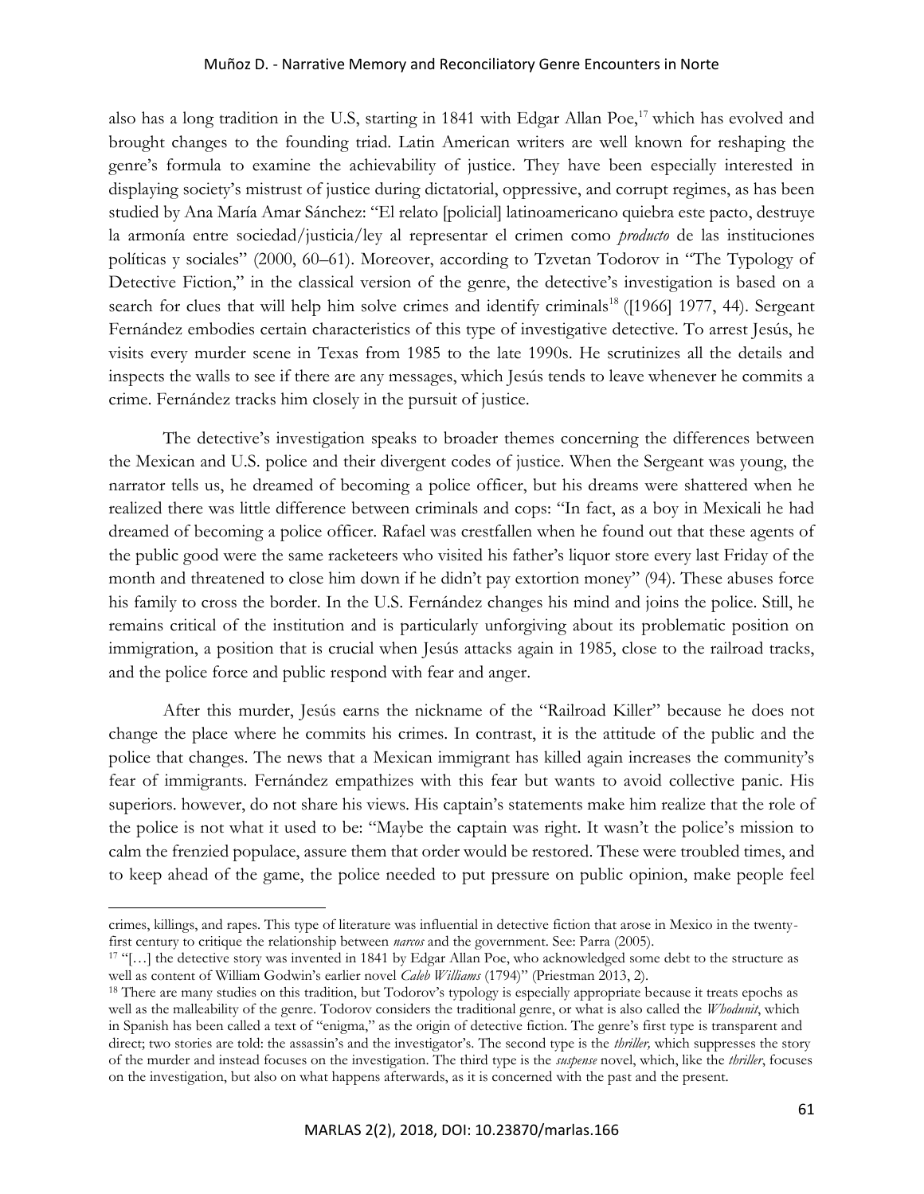also has a long tradition in the U.S, starting in 1841 with Edgar Allan Poe,[17] which has evolved and brought changes to the founding triad. Latin American writers are well known for reshaping the genre's formula to examine the achievability of justice. They have been especially interested in displaying society's mistrust of justice during dictatorial, oppressive, and corrupt regimes, as has been studied by Ana María Amar Sánchez: "El relato [policial] latinoamericano quiebra este pacto, destruye la armonía entre sociedad/justicia/ley al representar el crimen como *producto* de las instituciones políticas y sociales" (2000, 60–61). Moreover, according to Tzvetan Todorov in "The Typology of Detective Fiction," in the classical version of the genre, the detective's investigation is based on a search for clues that will help him solve crimes and identify criminals[18] ([1966] 1977, 44). Sergeant Fernández embodies certain characteristics of this type of investigative detective. To arrest Jesús, he visits every murder scene in Texas from 1985 to the late 1990s. He scrutinizes all the details and inspects the walls to see if there are any messages, which Jesús tends to leave whenever he commits a crime. Fernández tracks him closely in the pursuit of justice.

The detective's investigation speaks to broader themes concerning the differences between the Mexican and U.S. police and their divergent codes of justice. When the Sergeant was young, the narrator tells us, he dreamed of becoming a police officer, but his dreams were shattered when he realized there was little difference between criminals and cops: "In fact, as a boy in Mexicali he had dreamed of becoming a police officer. Rafael was crestfallen when he found out that these agents of the public good were the same racketeers who visited his father's liquor store every last Friday of the month and threatened to close him down if he didn't pay extortion money" (94). These abuses force his family to cross the border. In the U.S. Fernández changes his mind and joins the police. Still, he remains critical of the institution and is particularly unforgiving about its problematic position on immigration, a position that is crucial when Jesús attacks again in 1985, close to the railroad tracks, and the police force and public respond with fear and anger.

After this murder, Jesús earns the nickname of the "Railroad Killer" because he does not change the place where he commits his crimes. In contrast, it is the attitude of the public and the police that changes. The news that a Mexican immigrant has killed again increases the community's fear of immigrants. Fernández empathizes with this fear but wants to avoid collective panic. His superiors. however, do not share his views. His captain's statements make him realize that the role of the police is not what it used to be: "Maybe the captain was right. It wasn't the police's mission to calm the frenzied populace, assure them that order would be restored. These were troubled times, and to keep ahead of the game, the police needed to put pressure on public opinion, make people feel

---

crimes, killings, and rapes. This type of literature was influential in detective fiction that arose in Mexico in the twenty-first century to critique the relationship between *narcos* and the government. See: Parra (2005).

[17] "[…] the detective story was invented in 1841 by Edgar Allan Poe, who acknowledged some debt to the structure as well as content of William Godwin's earlier novel *Caleb Williams* (1794)" (Priestman 2013, 2).

[18] There are many studies on this tradition, but Todorov's typology is especially appropriate because it treats epochs as well as the malleability of the genre. Todorov considers the traditional genre, or what is also called the *Whodunit*, which in Spanish has been called a text of "enigma," as the origin of detective fiction. The genre's first type is transparent and direct; two stories are told: the assassin's and the investigator's. The second type is the *thriller,* which suppresses the story of the murder and instead focuses on the investigation. The third type is the *suspense* novel, which, like the *thriller*, focuses on the investigation, but also on what happens afterwards, as it is concerned with the past and the present.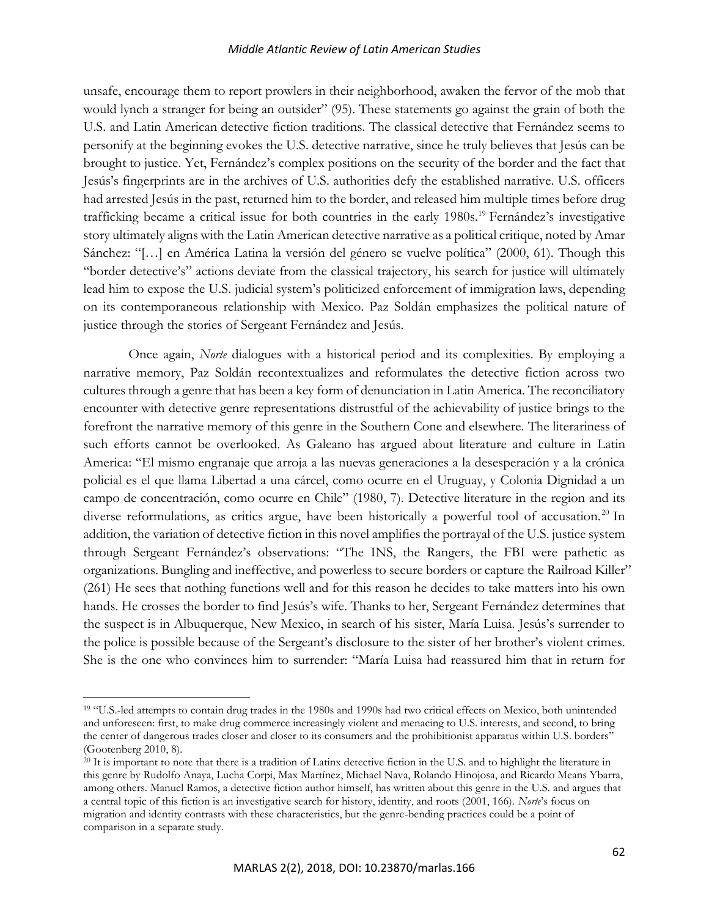unsafe, encourage them to report prowlers in their neighborhood, awaken the fervor of the mob that would lynch a stranger for being an outsider" (95). These statements go against the grain of both the U.S. and Latin American detective fiction traditions. The classical detective that Fernández seems to personify at the beginning evokes the U.S. detective narrative, since he truly believes that Jesús can be brought to justice. Yet, Fernández's complex positions on the security of the border and the fact that Jesús's fingerprints are in the archives of U.S. authorities defy the established narrative. U.S. officers had arrested Jesús in the past, returned him to the border, and released him multiple times before drug trafficking became a critical issue for both countries in the early 1980s.[19] Fernández's investigative story ultimately aligns with the Latin American detective narrative as a political critique, noted by Amar Sánchez: "[…] en América Latina la versión del género se vuelve política" (2000, 61). Though this "border detective's" actions deviate from the classical trajectory, his search for justice will ultimately lead him to expose the U.S. judicial system's politicized enforcement of immigration laws, depending on its contemporaneous relationship with Mexico. Paz Soldán emphasizes the political nature of justice through the stories of Sergeant Fernández and Jesús.

Once again, *Norte* dialogues with a historical period and its complexities. By employing a narrative memory, Paz Soldán recontextualizes and reformulates the detective fiction across two cultures through a genre that has been a key form of denunciation in Latin America. The reconciliatory encounter with detective genre representations distrustful of the achievability of justice brings to the forefront the narrative memory of this genre in the Southern Cone and elsewhere. The literariness of such efforts cannot be overlooked. As Galeano has argued about literature and culture in Latin America: "El mismo engranaje que arroja a las nuevas generaciones a la desesperación y a la crónica policial es el que llama Libertad a una cárcel, como ocurre en el Uruguay, y Colonia Dignidad a un campo de concentración, como ocurre en Chile" (1980, 7). Detective literature in the region and its diverse reformulations, as critics argue, have been historically a powerful tool of accusation.[20] In addition, the variation of detective fiction in this novel amplifies the portrayal of the U.S. justice system through Sergeant Fernández's observations: "The INS, the Rangers, the FBI were pathetic as organizations. Bungling and ineffective, and powerless to secure borders or capture the Railroad Killer" (261) He sees that nothing functions well and for this reason he decides to take matters into his own hands. He crosses the border to find Jesús's wife. Thanks to her, Sergeant Fernández determines that the suspect is in Albuquerque, New Mexico, in search of his sister, María Luisa. Jesús's surrender to the police is possible because of the Sergeant's disclosure to the sister of her brother's violent crimes. She is the one who convinces him to surrender: "María Luisa had reassured him that in return for

---

[19] "U.S.-led attempts to contain drug trades in the 1980s and 1990s had two critical effects on Mexico, both unintended and unforeseen: first, to make drug commerce increasingly violent and menacing to U.S. interests, and second, to bring the center of dangerous trades closer and closer to its consumers and the prohibitionist apparatus within U.S. borders" (Gootenberg 2010, 8).

[20] It is important to note that there is a tradition of Latinx detective fiction in the U.S. and to highlight the literature in this genre by Rudolfo Anaya, Lucha Corpi, Max Martínez, Michael Nava, Rolando Hinojosa, and Ricardo Means Ybarra, among others. Manuel Ramos, a detective fiction author himself, has written about this genre in the U.S. and argues that a central topic of this fiction is an investigative search for history, identity, and roots (2001, 166). *Norte*'s focus on migration and identity contrasts with these characteristics, but the genre-bending practices could be a point of comparison in a separate study.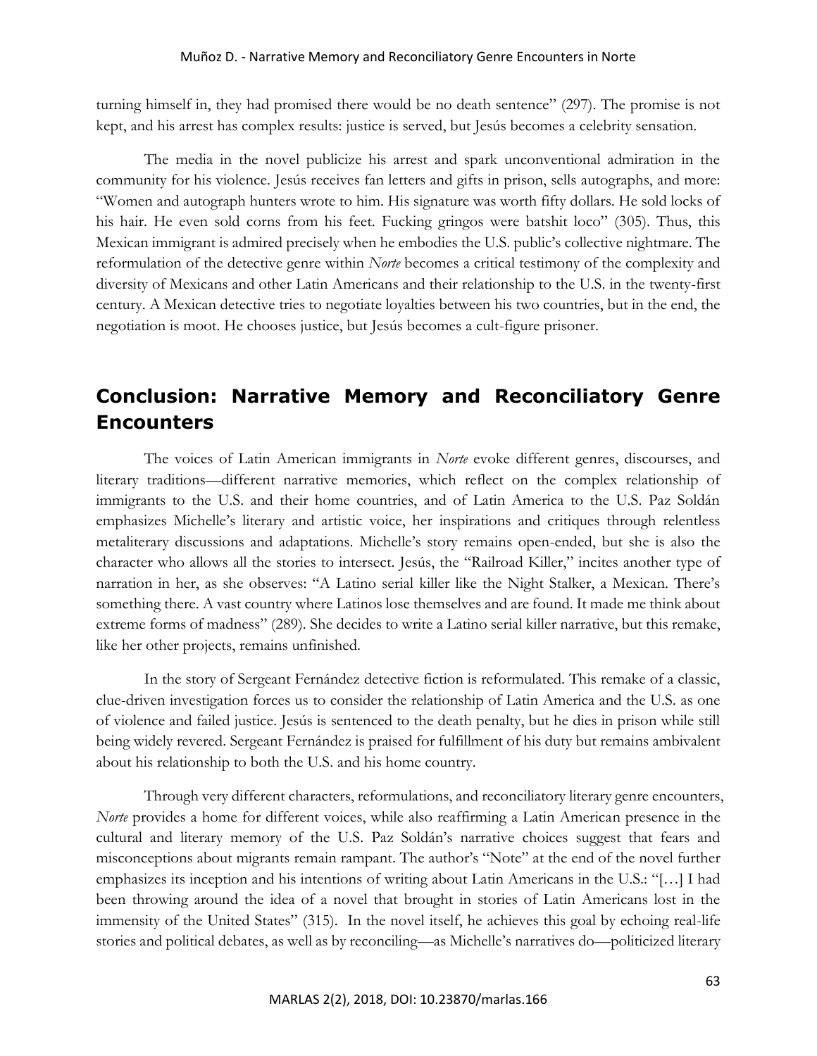turning himself in, they had promised there would be no death sentence" (297). The promise is not kept, and his arrest has complex results: justice is served, but Jesús becomes a celebrity sensation.

The media in the novel publicize his arrest and spark unconventional admiration in the community for his violence. Jesús receives fan letters and gifts in prison, sells autographs, and more: "Women and autograph hunters wrote to him. His signature was worth fifty dollars. He sold locks of his hair. He even sold corns from his feet. Fucking gringos were batshit loco" (305). Thus, this Mexican immigrant is admired precisely when he embodies the U.S. public's collective nightmare. The reformulation of the detective genre within *Norte* becomes a critical testimony of the complexity and diversity of Mexicans and other Latin Americans and their relationship to the U.S. in the twenty-first century. A Mexican detective tries to negotiate loyalties between his two countries, but in the end, the negotiation is moot. He chooses justice, but Jesús becomes a cult-figure prisoner.

## Conclusion: Narrative Memory and Reconciliatory Genre Encounters

The voices of Latin American immigrants in *Norte* evoke different genres, discourses, and literary traditions—different narrative memories, which reflect on the complex relationship of immigrants to the U.S. and their home countries, and of Latin America to the U.S. Paz Soldán emphasizes Michelle's literary and artistic voice, her inspirations and critiques through relentless metaliterary discussions and adaptations. Michelle's story remains open-ended, but she is also the character who allows all the stories to intersect. Jesús, the "Railroad Killer," incites another type of narration in her, as she observes: "A Latino serial killer like the Night Stalker, a Mexican. There's something there. A vast country where Latinos lose themselves and are found. It made me think about extreme forms of madness" (289). She decides to write a Latino serial killer narrative, but this remake, like her other projects, remains unfinished.

In the story of Sergeant Fernández detective fiction is reformulated. This remake of a classic, clue-driven investigation forces us to consider the relationship of Latin America and the U.S. as one of violence and failed justice. Jesús is sentenced to the death penalty, but he dies in prison while still being widely revered. Sergeant Fernández is praised for fulfillment of his duty but remains ambivalent about his relationship to both the U.S. and his home country.

Through very different characters, reformulations, and reconciliatory literary genre encounters, *Norte* provides a home for different voices, while also reaffirming a Latin American presence in the cultural and literary memory of the U.S. Paz Soldán's narrative choices suggest that fears and misconceptions about migrants remain rampant. The author's "Note" at the end of the novel further emphasizes its inception and his intentions of writing about Latin Americans in the U.S.: "[…] I had been throwing around the idea of a novel that brought in stories of Latin Americans lost in the immensity of the United States" (315). In the novel itself, he achieves this goal by echoing real-life stories and political debates, as well as by reconciling—as Michelle's narratives do—politicized literary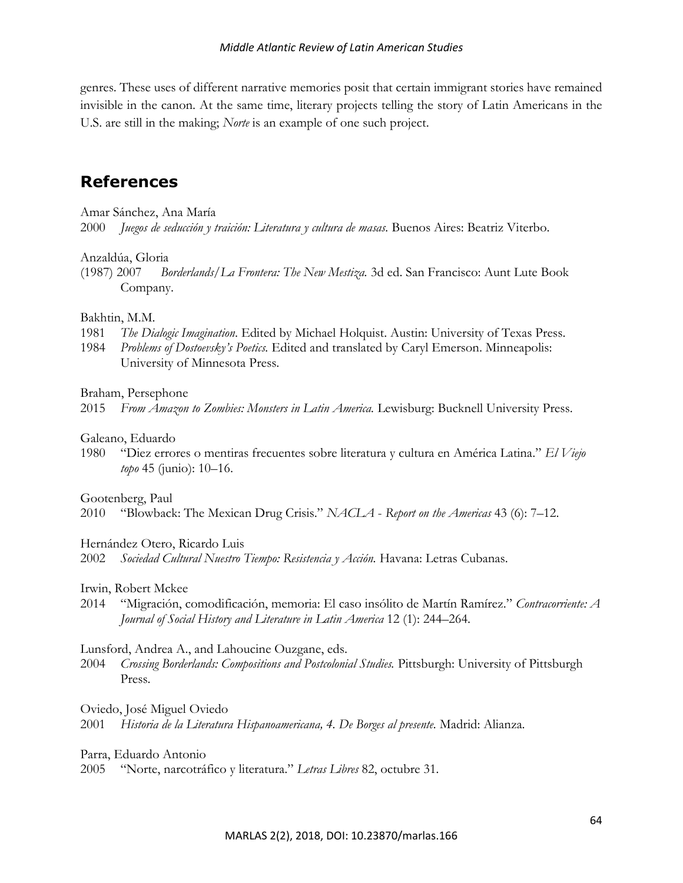genres. These uses of different narrative memories posit that certain immigrant stories have remained invisible in the canon. At the same time, literary projects telling the story of Latin Americans in the U.S. are still in the making; *Norte* is an example of one such project.

## References

Amar Sánchez, Ana María
2000 *Juegos de seducción y traición: Literatura y cultura de masas.* Buenos Aires: Beatriz Viterbo.

Anzaldúa, Gloria
(1987) 2007 *Borderlands/La Frontera: The New Mestiza.* 3d ed. San Francisco: Aunt Lute Book Company.

Bakhtin, M.M.
1981 *The Dialogic Imagination.* Edited by Michael Holquist. Austin: University of Texas Press.
1984 *Problems of Dostoevsky's Poetics.* Edited and translated by Caryl Emerson. Minneapolis: University of Minnesota Press.

Braham, Persephone
2015 *From Amazon to Zombies: Monsters in Latin America.* Lewisburg: Bucknell University Press.

Galeano, Eduardo
1980 "Diez errores o mentiras frecuentes sobre literatura y cultura en América Latina." *El Viejo topo* 45 (junio): 10–16.

Gootenberg, Paul
2010 "Blowback: The Mexican Drug Crisis." *NACLA - Report on the Americas* 43 (6): 7–12.

Hernández Otero, Ricardo Luis
2002 *Sociedad Cultural Nuestro Tiempo: Resistencia y Acción.* Havana: Letras Cubanas.

Irwin, Robert Mckee
2014 "Migración, comodificación, memoria: El caso insólito de Martín Ramírez." *Contracorriente: A Journal of Social History and Literature in Latin America* 12 (1): 244–264.

Lunsford, Andrea A., and Lahoucine Ouzgane, eds.
2004 *Crossing Borderlands: Compositions and Postcolonial Studies.* Pittsburgh: University of Pittsburgh Press.

Oviedo, José Miguel Oviedo
2001 *Historia de la Literatura Hispanoamericana, 4. De Borges al presente.* Madrid: Alianza.

Parra, Eduardo Antonio
2005 "Norte, narcotráfico y literatura." *Letras Libres* 82, octubre 31.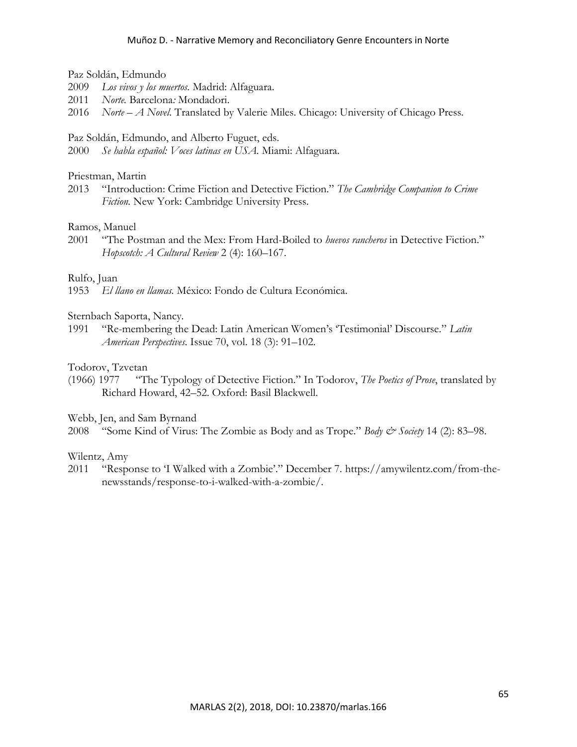Paz Soldán, Edmundo

2009 *Los vivos y los muertos*. Madrid: Alfaguara.

2011 *Norte*. Barcelona*:* Mondadori.

2016 *Norte – A Novel*. Translated by Valerie Miles. Chicago: University of Chicago Press.

Paz Soldán, Edmundo, and Alberto Fuguet, eds.

2000 *Se habla español: Voces latinas en USA*. Miami: Alfaguara.

Priestman, Martin

2013 "Introduction: Crime Fiction and Detective Fiction." *The Cambridge Companion to Crime Fiction*. New York: Cambridge University Press.

Ramos, Manuel

2001 "The Postman and the Mex: From Hard-Boiled to *huevos rancheros* in Detective Fiction." *Hopscotch: A Cultural Review* 2 (4): 160–167.

Rulfo, Juan

1953 *El llano en llamas*. México: Fondo de Cultura Económica.

Sternbach Saporta, Nancy.

1991 "Re-membering the Dead: Latin American Women's 'Testimonial' Discourse." *Latin American Perspectives*. Issue 70, vol. 18 (3): 91–102.

Todorov, Tzvetan

(1966) 1977 "The Typology of Detective Fiction." In Todorov, *The Poetics of Prose*, translated by Richard Howard, 42–52. Oxford: Basil Blackwell.

Webb, Jen, and Sam Byrnand

2008 "Some Kind of Virus: The Zombie as Body and as Trope." *Body & Society* 14 (2): 83–98.

Wilentz, Amy

2011 "Response to 'I Walked with a Zombie'." December 7. https://amywilentz.com/from-the-newsstands/response-to-i-walked-with-a-zombie/.